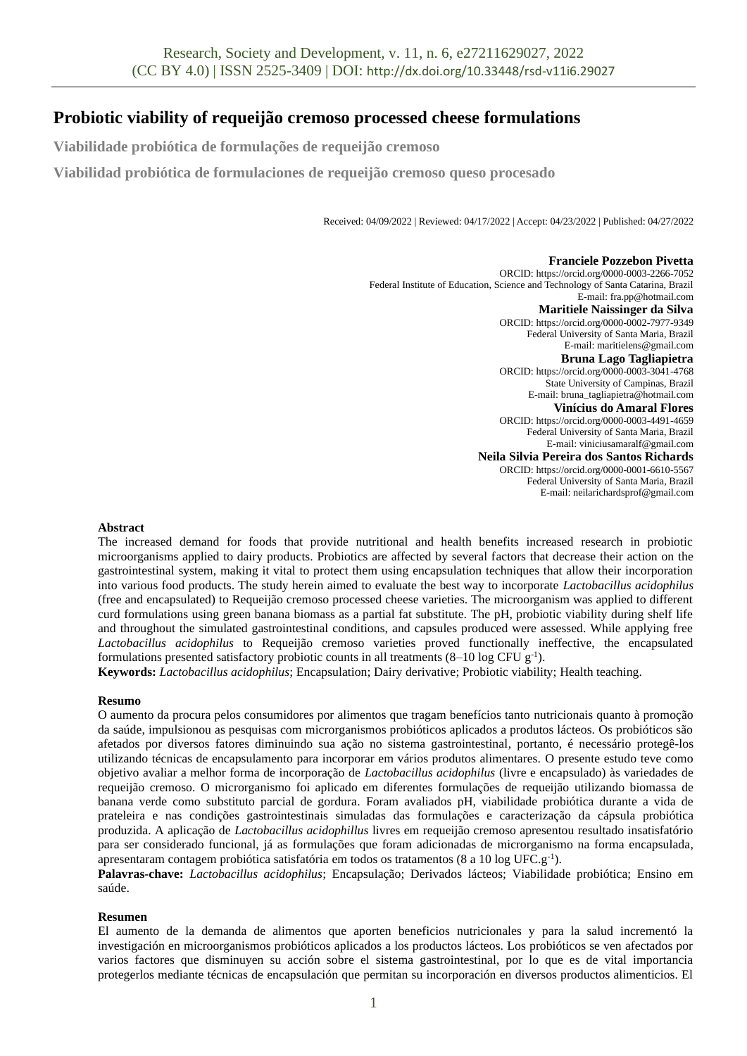# Probiotic viability of requeijão cremoso processed cheese formulations

**Viabilidade probiótica de formulações de requeijão cremoso**

**Viabilidad probiótica de formulaciones de requeijão cremoso queso procesado**

Received: 04/09/2022 | Reviewed: 04/17/2022 | Accept: 04/23/2022 | Published: 04/27/2022

**Franciele Pozzebon Pivetta**
ORCID: https://orcid.org/0000-0003-2266-7052
Federal Institute of Education, Science and Technology of Santa Catarina, Brazil
E-mail: fra.pp@hotmail.com

**Maritiele Naissinger da Silva**
ORCID: https://orcid.org/0000-0002-7977-9349
Federal University of Santa Maria, Brazil
E-mail: maritielens@gmail.com

**Bruna Lago Tagliapietra**
ORCID: https://orcid.org/0000-0003-3041-4768
State University of Campinas, Brazil
E-mail: bruna_tagliapietra@hotmail.com

**Vinícius do Amaral Flores**
ORCID: https://orcid.org/0000-0003-4491-4659
Federal University of Santa Maria, Brazil
E-mail: viniciusamaralf@gmail.com

**Neila Silvia Pereira dos Santos Richards**
ORCID: https://orcid.org/0000-0001-6610-5567
Federal University of Santa Maria, Brazil
E-mail: neilarichardsprof@gmail.com

**Abstract**

The increased demand for foods that provide nutritional and health benefits increased research in probiotic microorganisms applied to dairy products. Probiotics are affected by several factors that decrease their action on the gastrointestinal system, making it vital to protect them using encapsulation techniques that allow their incorporation into various food products. The study herein aimed to evaluate the best way to incorporate *Lactobacillus acidophilus* (free and encapsulated) to Requeijão cremoso processed cheese varieties. The microorganism was applied to different curd formulations using green banana biomass as a partial fat substitute. The pH, probiotic viability during shelf life and throughout the simulated gastrointestinal conditions, and capsules produced were assessed. While applying free *Lactobacillus acidophilus* to Requeijão cremoso varieties proved functionally ineffective, the encapsulated formulations presented satisfactory probiotic counts in all treatments (8–10 log CFU $g^{-1}$).

**Keywords:** *Lactobacillus acidophilus*; Encapsulation; Dairy derivative; Probiotic viability; Health teaching.

**Resumo**

O aumento da procura pelos consumidores por alimentos que tragam benefícios tanto nutricionais quanto à promoção da saúde, impulsionou as pesquisas com microrganismos probióticos aplicados a produtos lácteos. Os probióticos são afetados por diversos fatores diminuindo sua ação no sistema gastrointestinal, portanto, é necessário protegê-los utilizando técnicas de encapsulamento para incorporar em vários produtos alimentares. O presente estudo teve como objetivo avaliar a melhor forma de incorporação de *Lactobacillus acidophilus* (livre e encapsulado) às variedades de requeijão cremoso. O microrganismo foi aplicado em diferentes formulações de requeijão utilizando biomassa de banana verde como substituto parcial de gordura. Foram avaliados pH, viabilidade probiótica durante a vida de prateleira e nas condições gastrointestinais simuladas das formulações e caracterização da cápsula probiótica produzida. A aplicação de *Lactobacillus acidophillus* livres em requeijão cremoso apresentou resultado insatisfatório para ser considerado funcional, já as formulações que foram adicionadas de microrganismo na forma encapsulada, apresentaram contagem probiótica satisfatória em todos os tratamentos (8 a 10 log UFC.$g^{-1}$).

**Palavras-chave:** *Lactobacillus acidophilus*; Encapsulação; Derivados lácteos; Viabilidade probiótica; Ensino em saúde.

**Resumen**

El aumento de la demanda de alimentos que aporten beneficios nutricionales y para la salud incrementó la investigación en microorganismos probióticos aplicados a los productos lácteos. Los probióticos se ven afectados por varios factores que disminuyen su acción sobre el sistema gastrointestinal, por lo que es de vital importancia protegerlos mediante técnicas de encapsulación que permitan su incorporación en diversos productos alimenticios. El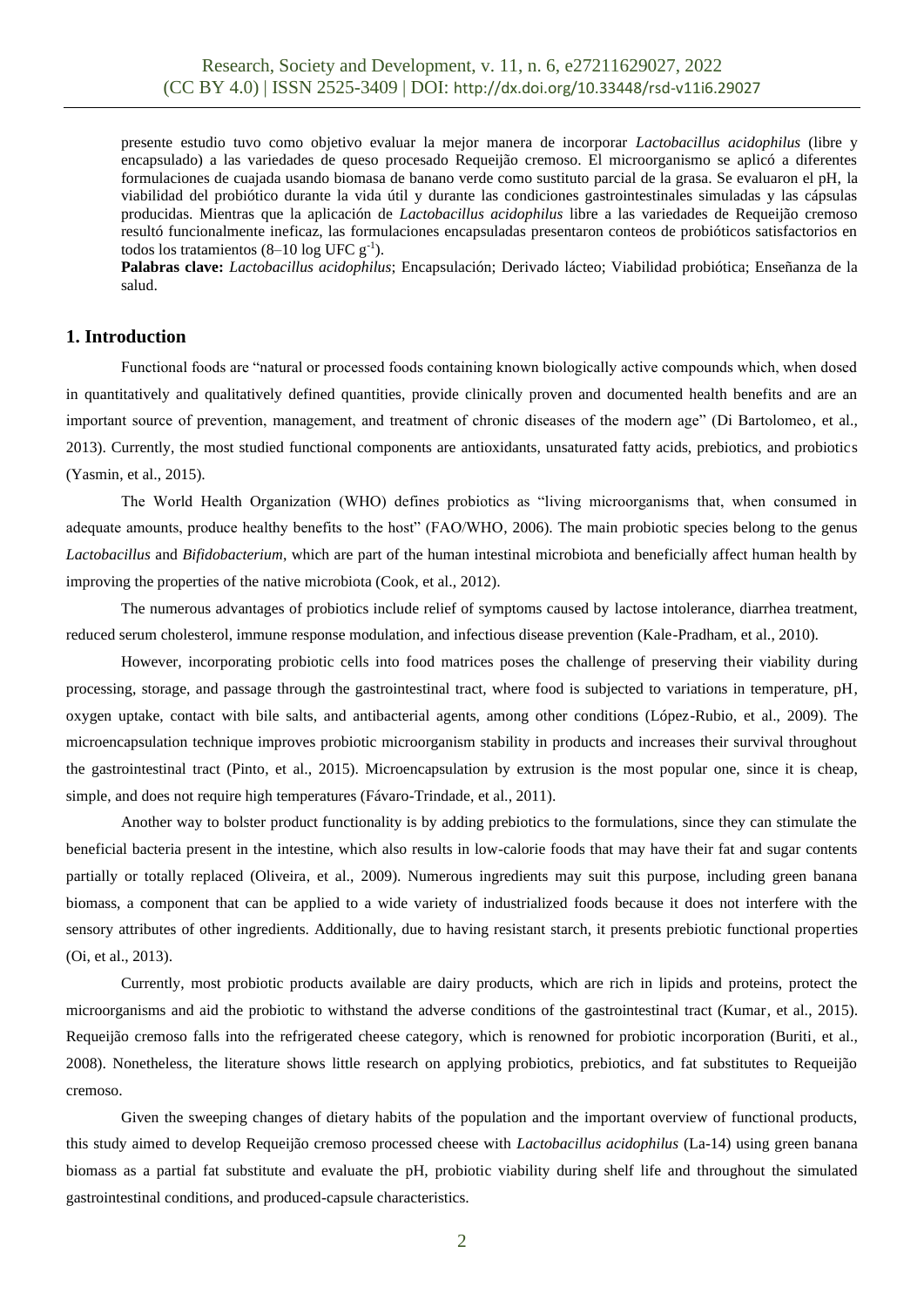presente estudio tuvo como objetivo evaluar la mejor manera de incorporar *Lactobacillus acidophilus* (libre y encapsulado) a las variedades de queso procesado Requeijão cremoso. El microorganismo se aplicó a diferentes formulaciones de cuajada usando biomasa de banano verde como sustituto parcial de la grasa. Se evaluaron el pH, la viabilidad del probiótico durante la vida útil y durante las condiciones gastrointestinales simuladas y las cápsulas producidas. Mientras que la aplicación de *Lactobacillus acidophilus* libre a las variedades de Requeijão cremoso resultó funcionalmente ineficaz, las formulaciones encapsuladas presentaron conteos de probióticos satisfactorios en todos los tratamientos (8–10 log UFC $g^{-1}$).

**Palabras clave:** *Lactobacillus acidophilus*; Encapsulación; Derivado lácteo; Viabilidad probiótica; Enseñanza de la salud.

## 1. Introduction

Functional foods are "natural or processed foods containing known biologically active compounds which, when dosed in quantitatively and qualitatively defined quantities, provide clinically proven and documented health benefits and are an important source of prevention, management, and treatment of chronic diseases of the modern age" (Di Bartolomeo, et al., 2013). Currently, the most studied functional components are antioxidants, unsaturated fatty acids, prebiotics, and probiotics (Yasmin, et al., 2015).

The World Health Organization (WHO) defines probiotics as "living microorganisms that, when consumed in adequate amounts, produce healthy benefits to the host" (FAO/WHO, 2006). The main probiotic species belong to the genus *Lactobacillus* and *Bifidobacterium*, which are part of the human intestinal microbiota and beneficially affect human health by improving the properties of the native microbiota (Cook, et al., 2012).

The numerous advantages of probiotics include relief of symptoms caused by lactose intolerance, diarrhea treatment, reduced serum cholesterol, immune response modulation, and infectious disease prevention (Kale-Pradham, et al., 2010).

However, incorporating probiotic cells into food matrices poses the challenge of preserving their viability during processing, storage, and passage through the gastrointestinal tract, where food is subjected to variations in temperature, pH, oxygen uptake, contact with bile salts, and antibacterial agents, among other conditions (López-Rubio, et al., 2009). The microencapsulation technique improves probiotic microorganism stability in products and increases their survival throughout the gastrointestinal tract (Pinto, et al., 2015). Microencapsulation by extrusion is the most popular one, since it is cheap, simple, and does not require high temperatures (Fávaro-Trindade, et al., 2011).

Another way to bolster product functionality is by adding prebiotics to the formulations, since they can stimulate the beneficial bacteria present in the intestine, which also results in low-calorie foods that may have their fat and sugar contents partially or totally replaced (Oliveira, et al., 2009). Numerous ingredients may suit this purpose, including green banana biomass, a component that can be applied to a wide variety of industrialized foods because it does not interfere with the sensory attributes of other ingredients. Additionally, due to having resistant starch, it presents prebiotic functional properties (Oi, et al., 2013).

Currently, most probiotic products available are dairy products, which are rich in lipids and proteins, protect the microorganisms and aid the probiotic to withstand the adverse conditions of the gastrointestinal tract (Kumar, et al., 2015). Requeijão cremoso falls into the refrigerated cheese category, which is renowned for probiotic incorporation (Buriti, et al., 2008). Nonetheless, the literature shows little research on applying probiotics, prebiotics, and fat substitutes to Requeijão cremoso.

Given the sweeping changes of dietary habits of the population and the important overview of functional products, this study aimed to develop Requeijão cremoso processed cheese with *Lactobacillus acidophilus* (La-14) using green banana biomass as a partial fat substitute and evaluate the pH, probiotic viability during shelf life and throughout the simulated gastrointestinal conditions, and produced-capsule characteristics.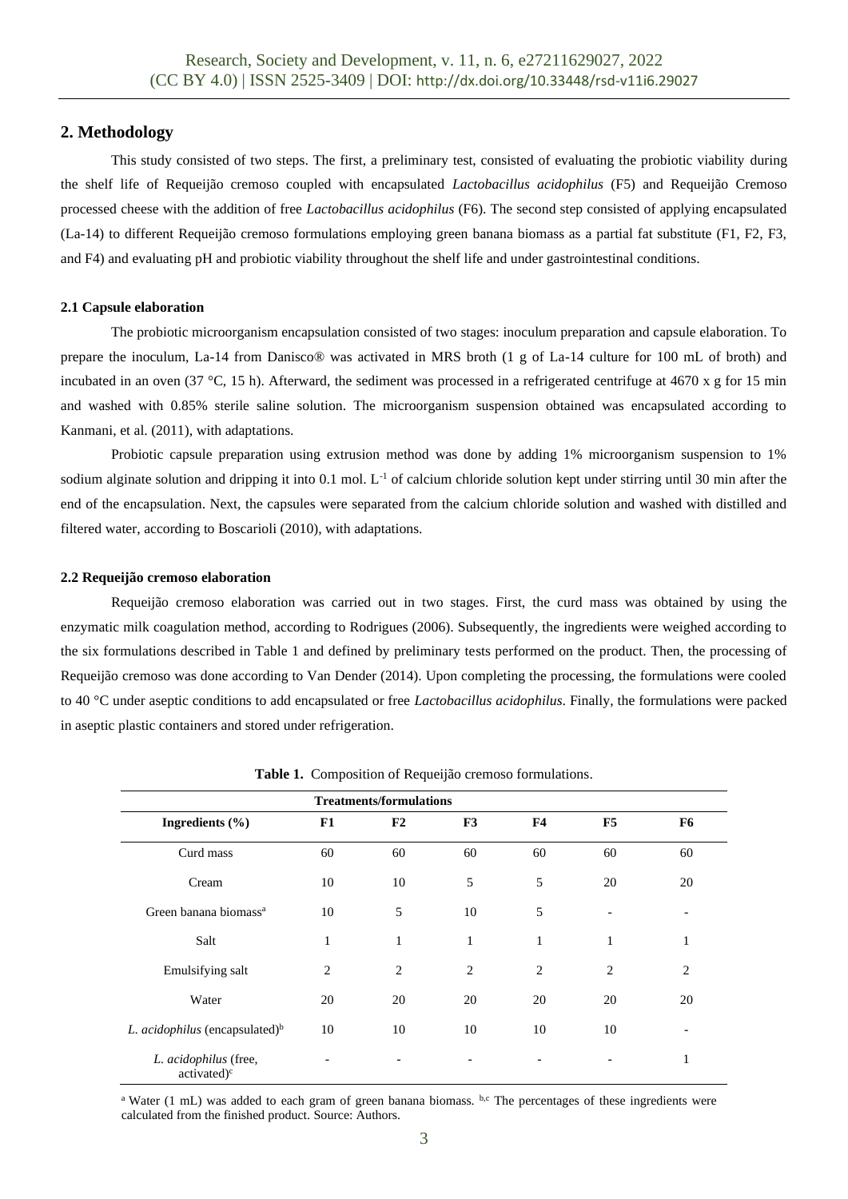## 2. Methodology

This study consisted of two steps. The first, a preliminary test, consisted of evaluating the probiotic viability during the shelf life of Requeijão cremoso coupled with encapsulated *Lactobacillus acidophilus* (F5) and Requeijão Cremoso processed cheese with the addition of free *Lactobacillus acidophilus* (F6). The second step consisted of applying encapsulated (La-14) to different Requeijão cremoso formulations employing green banana biomass as a partial fat substitute (F1, F2, F3, and F4) and evaluating pH and probiotic viability throughout the shelf life and under gastrointestinal conditions.

### 2.1 Capsule elaboration

The probiotic microorganism encapsulation consisted of two stages: inoculum preparation and capsule elaboration. To prepare the inoculum, La-14 from Danisco® was activated in MRS broth (1 g of La-14 culture for 100 mL of broth) and incubated in an oven (37 °C, 15 h). Afterward, the sediment was processed in a refrigerated centrifuge at 4670 x g for 15 min and washed with 0.85% sterile saline solution. The microorganism suspension obtained was encapsulated according to Kanmani, et al. (2011), with adaptations.

Probiotic capsule preparation using extrusion method was done by adding 1% microorganism suspension to 1% sodium alginate solution and dripping it into 0.1 mol. $L^{-1}$ of calcium chloride solution kept under stirring until 30 min after the end of the encapsulation. Next, the capsules were separated from the calcium chloride solution and washed with distilled and filtered water, according to Boscarioli (2010), with adaptations.

### 2.2 Requeijão cremoso elaboration

Requeijão cremoso elaboration was carried out in two stages. First, the curd mass was obtained by using the enzymatic milk coagulation method, according to Rodrigues (2006). Subsequently, the ingredients were weighed according to the six formulations described in Table 1 and defined by preliminary tests performed on the product. Then, the processing of Requeijão cremoso was done according to Van Dender (2014). Upon completing the processing, the formulations were cooled to 40 °C under aseptic conditions to add encapsulated or free *Lactobacillus acidophilus*. Finally, the formulations were packed in aseptic plastic containers and stored under refrigeration.

**Table 1.** Composition of Requeijão cremoso formulations.

| | Treatments/formulations | | | | | |
|---|---|---|---|---|---|---|
| **Ingredients (%)** | **F1** | **F2** | **F3** | **F4** | **F5** | **F6** |
| Curd mass | 60 | 60 | 60 | 60 | 60 | 60 |
| Cream | 10 | 10 | 5 | 5 | 20 | 20 |
| Green banana biomass[a] | 10 | 5 | 10 | 5 | - | - |
| Salt | 1 | 1 | 1 | 1 | 1 | 1 |
| Emulsifying salt | 2 | 2 | 2 | 2 | 2 | 2 |
| Water | 20 | 20 | 20 | 20 | 20 | 20 |
| *L. acidophilus* (encapsulated)[b] | 10 | 10 | 10 | 10 | 10 | - |
| *L. acidophilus* (free, activated)[c] | - | - | - | - | - | 1 |

[a] Water (1 mL) was added to each gram of green banana biomass. [b,c] The percentages of these ingredients were calculated from the finished product. Source: Authors.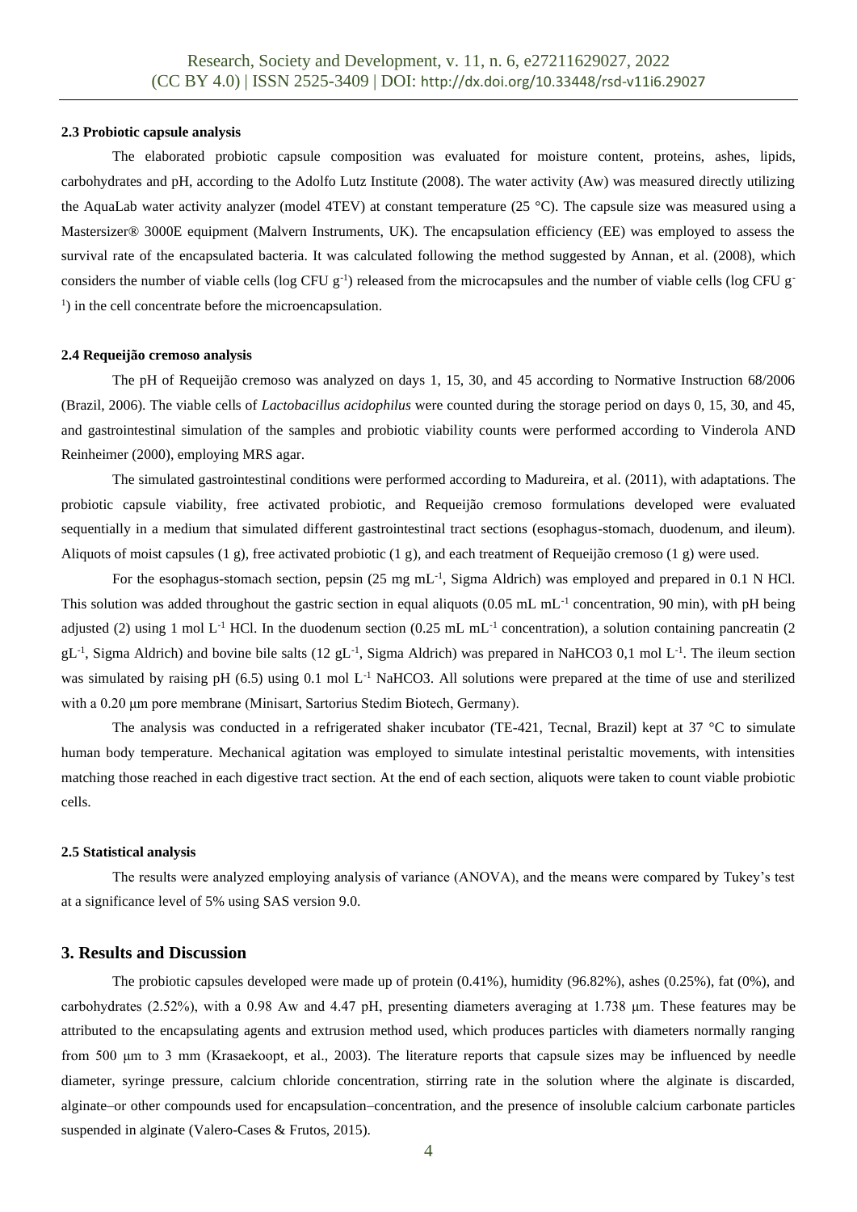### 2.3 Probiotic capsule analysis

The elaborated probiotic capsule composition was evaluated for moisture content, proteins, ashes, lipids, carbohydrates and pH, according to the Adolfo Lutz Institute (2008). The water activity (Aw) was measured directly utilizing the AquaLab water activity analyzer (model 4TEV) at constant temperature (25 °C). The capsule size was measured using a Mastersizer® 3000E equipment (Malvern Instruments, UK). The encapsulation efficiency (EE) was employed to assess the survival rate of the encapsulated bacteria. It was calculated following the method suggested by Annan, et al. (2008), which considers the number of viable cells (log CFU $g^{-1}$) released from the microcapsules and the number of viable cells (log CFU $g^{-1}$) in the cell concentrate before the microencapsulation.

### 2.4 Requeijão cremoso analysis

The pH of Requeijão cremoso was analyzed on days 1, 15, 30, and 45 according to Normative Instruction 68/2006 (Brazil, 2006). The viable cells of *Lactobacillus acidophilus* were counted during the storage period on days 0, 15, 30, and 45, and gastrointestinal simulation of the samples and probiotic viability counts were performed according to Vinderola AND Reinheimer (2000), employing MRS agar.

The simulated gastrointestinal conditions were performed according to Madureira, et al. (2011), with adaptations. The probiotic capsule viability, free activated probiotic, and Requeijão cremoso formulations developed were evaluated sequentially in a medium that simulated different gastrointestinal tract sections (esophagus-stomach, duodenum, and ileum). Aliquots of moist capsules (1 g), free activated probiotic (1 g), and each treatment of Requeijão cremoso (1 g) were used.

For the esophagus-stomach section, pepsin (25 mg $mL^{-1}$, Sigma Aldrich) was employed and prepared in 0.1 N HCl. This solution was added throughout the gastric section in equal aliquots (0.05 mL $mL^{-1}$ concentration, 90 min), with pH being adjusted (2) using 1 mol $L^{-1}$ HCl. In the duodenum section (0.25 mL $mL^{-1}$ concentration), a solution containing pancreatin (2 $gL^{-1}$, Sigma Aldrich) and bovine bile salts (12 $gL^{-1}$, Sigma Aldrich) was prepared in NaHCO3 0,1 mol $L^{-1}$. The ileum section was simulated by raising pH (6.5) using 0.1 mol $L^{-1}$ NaHCO3. All solutions were prepared at the time of use and sterilized with a 0.20 µm pore membrane (Minisart, Sartorius Stedim Biotech, Germany).

The analysis was conducted in a refrigerated shaker incubator (TE-421, Tecnal, Brazil) kept at 37 °C to simulate human body temperature. Mechanical agitation was employed to simulate intestinal peristaltic movements, with intensities matching those reached in each digestive tract section. At the end of each section, aliquots were taken to count viable probiotic cells.

### 2.5 Statistical analysis

The results were analyzed employing analysis of variance (ANOVA), and the means were compared by Tukey's test at a significance level of 5% using SAS version 9.0.

## 3. Results and Discussion

The probiotic capsules developed were made up of protein (0.41%), humidity (96.82%), ashes (0.25%), fat (0%), and carbohydrates (2.52%), with a 0.98 Aw and 4.47 pH, presenting diameters averaging at 1.738 µm. These features may be attributed to the encapsulating agents and extrusion method used, which produces particles with diameters normally ranging from 500 µm to 3 mm (Krasaekoopt, et al., 2003). The literature reports that capsule sizes may be influenced by needle diameter, syringe pressure, calcium chloride concentration, stirring rate in the solution where the alginate is discarded, alginate–or other compounds used for encapsulation–concentration, and the presence of insoluble calcium carbonate particles suspended in alginate (Valero-Cases & Frutos, 2015).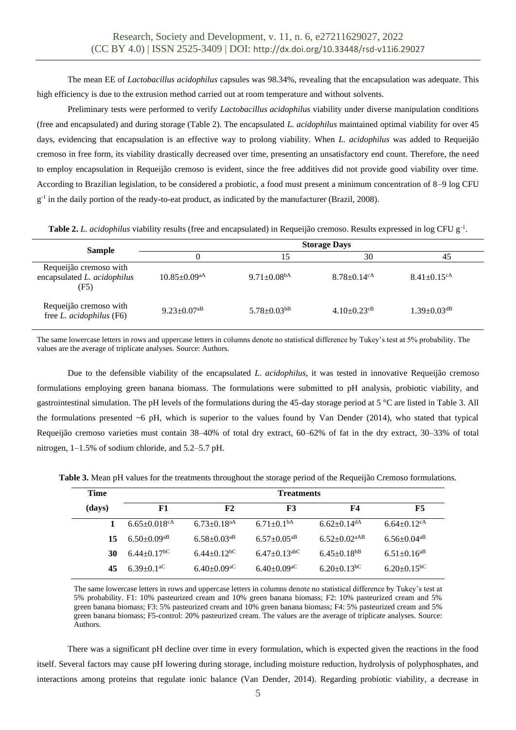The mean EE of *Lactobacillus acidophilus* capsules was 98.34%, revealing that the encapsulation was adequate. This high efficiency is due to the extrusion method carried out at room temperature and without solvents.

Preliminary tests were performed to verify *Lactobacillus acidophilus* viability under diverse manipulation conditions (free and encapsulated) and during storage (Table 2). The encapsulated *L. acidophilus* maintained optimal viability for over 45 days, evidencing that encapsulation is an effective way to prolong viability. When *L. acidophilus* was added to Requeijão cremoso in free form, its viability drastically decreased over time, presenting an unsatisfactory end count. Therefore, the need to employ encapsulation in Requeijão cremoso is evident, since the free additives did not provide good viability over time. According to Brazilian legislation, to be considered a probiotic, a food must present a minimum concentration of 8–9 log CFU $g^{-1}$ in the daily portion of the ready-to-eat product, as indicated by the manufacturer (Brazil, 2008).

**Table 2.** *L. acidophilus* viability results (free and encapsulated) in Requeijão cremoso. Results expressed in log CFU $g^{-1}$.

| Sample | Storage Days | | | |
|---|---|---|---|---|
| | 0 | 15 | 30 | 45 |
| Requeijão cremoso with encapsulated *L. acidophilus* (F5) | $10.85{\pm}0.09^{aA}$ | $9.71{\pm}0.08^{bA}$ | $8.78{\pm}0.14^{cA}$ | $8.41{\pm}0.15^{cA}$ |
| Requeijão cremoso with free *L. acidophilus* (F6) | $9.23{\pm}0.07^{aB}$ | $5.78{\pm}0.03^{bB}$ | $4.10{\pm}0.23^{cB}$ | $1.39{\pm}0.03^{dB}$ |

The same lowercase letters in rows and uppercase letters in columns denote no statistical difference by Tukey's test at 5% probability. The values are the average of triplicate analyses. Source: Authors.

Due to the defensible viability of the encapsulated *L. acidophilus*, it was tested in innovative Requeijão cremoso formulations employing green banana biomass. The formulations were submitted to pH analysis, probiotic viability, and gastrointestinal simulation. The pH levels of the formulations during the 45-day storage period at 5 °C are listed in Table 3. All the formulations presented ~6 pH, which is superior to the values found by Van Dender (2014), who stated that typical Requeijão cremoso varieties must contain 38–40% of total dry extract, 60–62% of fat in the dry extract, 30–33% of total nitrogen, 1–1.5% of sodium chloride, and 5.2–5.7 pH.

**Table 3.** Mean pH values for the treatments throughout the storage period of the Requeijão Cremoso formulations.

| Time (days) | Treatments | | | | |
|---|---|---|---|---|---|
| | F1 | F2 | F3 | F4 | F5 |
| **1** | $6.65{\pm}0.018^{cA}$ | $6.73{\pm}0.18^{aA}$ | $6.71{\pm}0.1^{bA}$ | $6.62{\pm}0.14^{dA}$ | $6.64{\pm}0.12^{cA}$ |
| **15** | $6.50{\pm}0.09^{aB}$ | $6.58{\pm}0.03^{aB}$ | $6.57{\pm}0.05^{aB}$ | $6.52{\pm}0.02^{aAB}$ | $6.56{\pm}0.04^{aB}$ |
| **30** | $6.44{\pm}0.17^{bC}$ | $6.44{\pm}0.12^{bC}$ | $6.47{\pm}0.13^{abC}$ | $6.45{\pm}0.18^{bB}$ | $6.51{\pm}0.16^{aB}$ |
| **45** | $6.39{\pm}0.1^{aC}$ | $6.40{\pm}0.09^{aC}$ | $6.40{\pm}0.09^{aC}$ | $6.20{\pm}0.13^{bC}$ | $6.20{\pm}0.15^{bC}$ |

The same lowercase letters in rows and uppercase letters in columns denote no statistical difference by Tukey's test at 5% probability. F1: 10% pasteurized cream and 10% green banana biomass; F2: 10% pasteurized cream and 5% green banana biomass; F3: 5% pasteurized cream and 10% green banana biomass; F4: 5% pasteurized cream and 5% green banana biomass; F5-control: 20% pasteurized cream. The values are the average of triplicate analyses. Source: Authors.

There was a significant pH decline over time in every formulation, which is expected given the reactions in the food itself. Several factors may cause pH lowering during storage, including moisture reduction, hydrolysis of polyphosphates, and interactions among proteins that regulate ionic balance (Van Dender, 2014). Regarding probiotic viability, a decrease in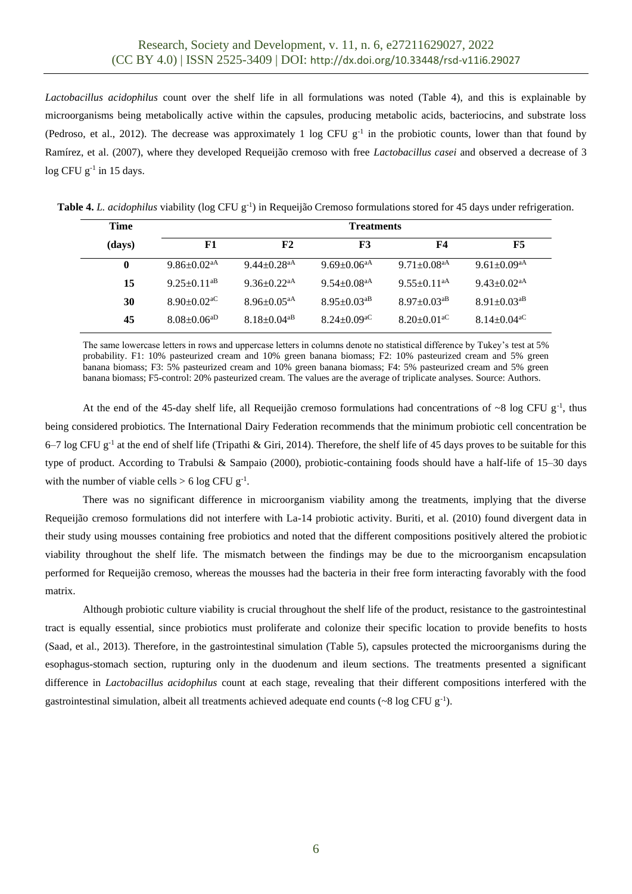*Lactobacillus acidophilus* count over the shelf life in all formulations was noted (Table 4), and this is explainable by microorganisms being metabolically active within the capsules, producing metabolic acids, bacteriocins, and substrate loss (Pedroso, et al., 2012). The decrease was approximately 1 log CFU $g^{-1}$ in the probiotic counts, lower than that found by Ramírez, et al. (2007), where they developed Requeijão cremoso with free *Lactobacillus casei* and observed a decrease of 3 log CFU $g^{-1}$ in 15 days.

**Table 4.** *L. acidophilus* viability (log CFU $g^{-1}$) in Requeijão Cremoso formulations stored for 45 days under refrigeration.

| Time (days) | Treatments | | | | |
|---|---|---|---|---|---|
| | F1 | F2 | F3 | F4 | F5 |
| 0 | 9.86±0.02[aA] | 9.44±0.28[aA] | 9.69±0.06[aA] | 9.71±0.08[aA] | 9.61±0.09[aA] |
| 15 | 9.25±0.11[aB] | 9.36±0.22[aA] | 9.54±0.08[aA] | 9.55±0.11[aA] | 9.43±0.02[aA] |
| 30 | 8.90±0.02[aC] | 8.96±0.05[aA] | 8.95±0.03[aB] | 8.97±0.03[aB] | 8.91±0.03[aB] |
| 45 | 8.08±0.06[aD] | 8.18±0.04[aB] | 8.24±0.09[aC] | 8.20±0.01[aC] | 8.14±0.04[aC] |

The same lowercase letters in rows and uppercase letters in columns denote no statistical difference by Tukey's test at 5% probability. F1: 10% pasteurized cream and 10% green banana biomass; F2: 10% pasteurized cream and 5% green banana biomass; F3: 5% pasteurized cream and 10% green banana biomass; F4: 5% pasteurized cream and 5% green banana biomass; F5-control: 20% pasteurized cream. The values are the average of triplicate analyses. Source: Authors.

At the end of the 45-day shelf life, all Requeijão cremoso formulations had concentrations of ~8 log CFU $g^{-1}$, thus being considered probiotics. The International Dairy Federation recommends that the minimum probiotic cell concentration be 6–7 log CFU $g^{-1}$ at the end of shelf life (Tripathi & Giri, 2014). Therefore, the shelf life of 45 days proves to be suitable for this type of product. According to Trabulsi & Sampaio (2000), probiotic-containing foods should have a half-life of 15–30 days with the number of viable cells > 6 log CFU $g^{-1}$.

There was no significant difference in microorganism viability among the treatments, implying that the diverse Requeijão cremoso formulations did not interfere with La-14 probiotic activity. Buriti, et al. (2010) found divergent data in their study using mousses containing free probiotics and noted that the different compositions positively altered the probiotic viability throughout the shelf life. The mismatch between the findings may be due to the microorganism encapsulation performed for Requeijão cremoso, whereas the mousses had the bacteria in their free form interacting favorably with the food matrix.

Although probiotic culture viability is crucial throughout the shelf life of the product, resistance to the gastrointestinal tract is equally essential, since probiotics must proliferate and colonize their specific location to provide benefits to hosts (Saad, et al., 2013). Therefore, in the gastrointestinal simulation (Table 5), capsules protected the microorganisms during the esophagus-stomach section, rupturing only in the duodenum and ileum sections. The treatments presented a significant difference in *Lactobacillus acidophilus* count at each stage, revealing that their different compositions interfered with the gastrointestinal simulation, albeit all treatments achieved adequate end counts (~8 log CFU $g^{-1}$).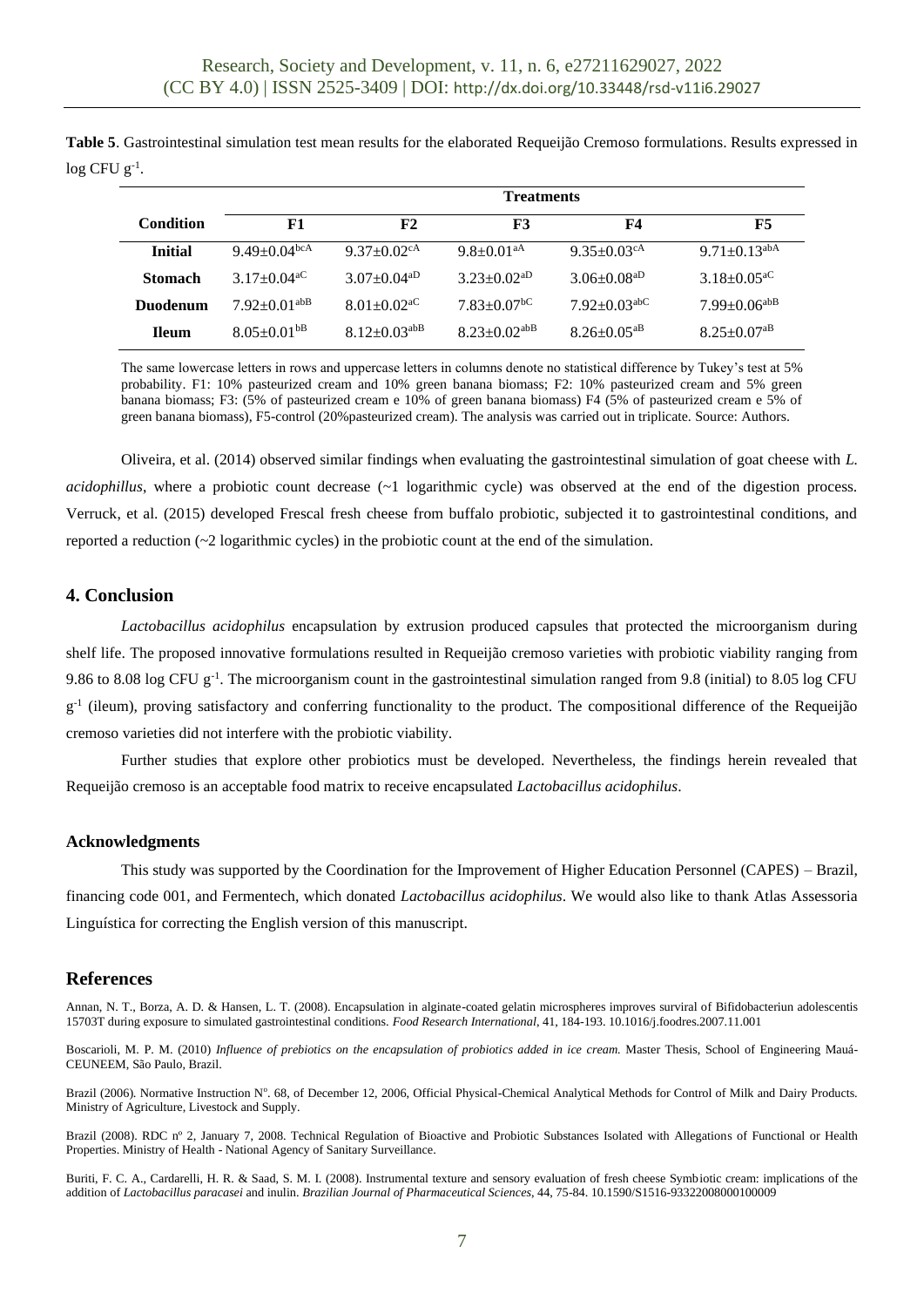**Table 5**. Gastrointestinal simulation test mean results for the elaborated Requeijão Cremoso formulations. Results expressed in log CFU $g^{-1}$.

| Condition | Treatments | | | | |
|---|---|---|---|---|---|
| | **F1** | **F2** | **F3** | **F4** | **F5** |
| **Initial** | $9.49\pm0.04^{bcA}$ | $9.37\pm0.02^{cA}$ | $9.8\pm0.01^{aA}$ | $9.35\pm0.03^{cA}$ | $9.71\pm0.13^{abA}$ |
| **Stomach** | $3.17\pm0.04^{aC}$ | $3.07\pm0.04^{aD}$ | $3.23\pm0.02^{aD}$ | $3.06\pm0.08^{aD}$ | $3.18\pm0.05^{aC}$ |
| **Duodenum** | $7.92\pm0.01^{abB}$ | $8.01\pm0.02^{aC}$ | $7.83\pm0.07^{bC}$ | $7.92\pm0.03^{abC}$ | $7.99\pm0.06^{abB}$ |
| **Ileum** | $8.05\pm0.01^{bB}$ | $8.12\pm0.03^{abB}$ | $8.23\pm0.02^{abB}$ | $8.26\pm0.05^{aB}$ | $8.25\pm0.07^{aB}$ |

The same lowercase letters in rows and uppercase letters in columns denote no statistical difference by Tukey's test at 5% probability. F1: 10% pasteurized cream and 10% green banana biomass; F2: 10% pasteurized cream and 5% green banana biomass; F3: (5% of pasteurized cream e 10% of green banana biomass) F4 (5% of pasteurized cream e 5% of green banana biomass), F5-control (20%pasteurized cream). The analysis was carried out in triplicate. Source: Authors.

Oliveira, et al. (2014) observed similar findings when evaluating the gastrointestinal simulation of goat cheese with *L. acidophillus*, where a probiotic count decrease (~1 logarithmic cycle) was observed at the end of the digestion process. Verruck, et al. (2015) developed Frescal fresh cheese from buffalo probiotic, subjected it to gastrointestinal conditions, and reported a reduction (~2 logarithmic cycles) in the probiotic count at the end of the simulation.

## 4. Conclusion

*Lactobacillus acidophilus* encapsulation by extrusion produced capsules that protected the microorganism during shelf life. The proposed innovative formulations resulted in Requeijão cremoso varieties with probiotic viability ranging from 9.86 to 8.08 log CFU $g^{-1}$. The microorganism count in the gastrointestinal simulation ranged from 9.8 (initial) to 8.05 log CFU $g^{-1}$ (ileum), proving satisfactory and conferring functionality to the product. The compositional difference of the Requeijão cremoso varieties did not interfere with the probiotic viability.

Further studies that explore other probiotics must be developed. Nevertheless, the findings herein revealed that Requeijão cremoso is an acceptable food matrix to receive encapsulated *Lactobacillus acidophilus*.

### Acknowledgments

This study was supported by the Coordination for the Improvement of Higher Education Personnel (CAPES) – Brazil, financing code 001, and Fermentech, which donated *Lactobacillus acidophilus*. We would also like to thank Atlas Assessoria Linguística for correcting the English version of this manuscript.

## References

Annan, N. T., Borza, A. D. & Hansen, L. T. (2008). Encapsulation in alginate-coated gelatin microspheres improves surviral of Bifidobacteriun adolescentis 15703T during exposure to simulated gastrointestinal conditions. *Food Research International*, 41, 184-193. 10.1016/j.foodres.2007.11.001

Boscarioli, M. P. M. (2010) *Influence of prebiotics on the encapsulation of probiotics added in ice cream.* Master Thesis, School of Engineering Mauá-CEUNEEM, São Paulo, Brazil.

Brazil (2006). Normative Instruction N°. 68, of December 12, 2006, Official Physical-Chemical Analytical Methods for Control of Milk and Dairy Products. Ministry of Agriculture, Livestock and Supply.

Brazil (2008). RDC nº 2, January 7, 2008. Technical Regulation of Bioactive and Probiotic Substances Isolated with Allegations of Functional or Health Properties. Ministry of Health - National Agency of Sanitary Surveillance.

Buriti, F. C. A., Cardarelli, H. R. & Saad, S. M. I. (2008). Instrumental texture and sensory evaluation of fresh cheese Symbiotic cream: implications of the addition of *Lactobacillus paracasei* and inulin. *Brazilian Journal of Pharmaceutical Sciences*, 44, 75-84. 10.1590/S1516-93322008000100009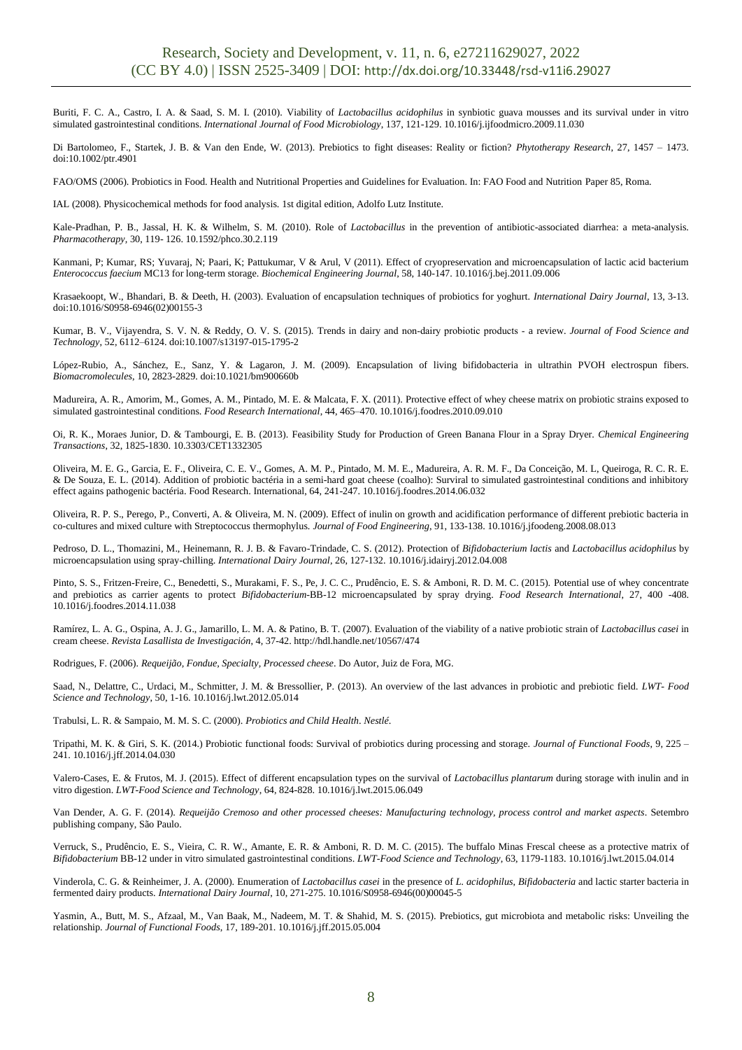Buriti, F. C. A., Castro, I. A. & Saad, S. M. I. (2010). Viability of *Lactobacillus acidophilus* in synbiotic guava mousses and its survival under in vitro simulated gastrointestinal conditions. *International Journal of Food Microbiology*, 137, 121-129. 10.1016/j.ijfoodmicro.2009.11.030

Di Bartolomeo, F., Startek, J. B. & Van den Ende, W. (2013). Prebiotics to fight diseases: Reality or fiction? *Phytotherapy Research*, 27, 1457 – 1473. doi:10.1002/ptr.4901

FAO/OMS (2006). Probiotics in Food. Health and Nutritional Properties and Guidelines for Evaluation. In: FAO Food and Nutrition Paper 85, Roma.

IAL (2008). Physicochemical methods for food analysis. 1st digital edition, Adolfo Lutz Institute.

Kale-Pradhan, P. B., Jassal, H. K. & Wilhelm, S. M. (2010). Role of *Lactobacillus* in the prevention of antibiotic-associated diarrhea: a meta-analysis. *Pharmacotherapy*, 30, 119- 126. 10.1592/phco.30.2.119

Kanmani, P; Kumar, RS; Yuvaraj, N; Paari, K; Pattukumar, V & Arul, V (2011). Effect of cryopreservation and microencapsulation of lactic acid bacterium *Enterococcus faecium* MC13 for long-term storage. *Biochemical Engineering Journal*, 58, 140-147. 10.1016/j.bej.2011.09.006

Krasaekoopt, W., Bhandari, B. & Deeth, H. (2003). Evaluation of encapsulation techniques of probiotics for yoghurt. *International Dairy Journal*, 13, 3-13. doi:10.1016/S0958-6946(02)00155-3

Kumar, B. V., Vijayendra, S. V. N. & Reddy, O. V. S. (2015). Trends in dairy and non-dairy probiotic products - a review. *Journal of Food Science and Technology*, 52, 6112–6124. doi:10.1007/s13197-015-1795-2

López-Rubio, A., Sánchez, E., Sanz, Y. & Lagaron, J. M. (2009). Encapsulation of living bifidobacteria in ultrathin PVOH electrospun fibers. *Biomacromolecules*, 10, 2823-2829. doi:10.1021/bm900660b

Madureira, A. R., Amorim, M., Gomes, A. M., Pintado, M. E. & Malcata, F. X. (2011). Protective effect of whey cheese matrix on probiotic strains exposed to simulated gastrointestinal conditions. *Food Research International*, 44, 465–470. 10.1016/j.foodres.2010.09.010

Oi, R. K., Moraes Junior, D. & Tambourgi, E. B. (2013). Feasibility Study for Production of Green Banana Flour in a Spray Dryer. *Chemical Engineering Transactions*, 32, 1825-1830. 10.3303/CET1332305

Oliveira, M. E. G., Garcia, E. F., Oliveira, C. E. V., Gomes, A. M. P., Pintado, M. M. E., Madureira, A. R. M. F., Da Conceição, M. L, Queiroga, R. C. R. E. & De Souza, E. L. (2014). Addition of probiotic bactéria in a semi-hard goat cheese (coalho): Surviral to simulated gastrointestinal conditions and inhibitory effect agains pathogenic bactéria. Food Research. International, 64, 241-247. 10.1016/j.foodres.2014.06.032

Oliveira, R. P. S., Perego, P., Converti, A. & Oliveira, M. N. (2009). Effect of inulin on growth and acidification performance of different prebiotic bacteria in co-cultures and mixed culture with Streptococcus thermophylus. *Journal of Food Engineering*, 91, 133-138. 10.1016/j.jfoodeng.2008.08.013

Pedroso, D. L., Thomazini, M., Heinemann, R. J. B. & Favaro-Trindade, C. S. (2012). Protection of *Bifidobacterium lactis* and *Lactobacillus acidophilus* by microencapsulation using spray-chilling. *International Dairy Journal*, 26, 127-132. 10.1016/j.idairyj.2012.04.008

Pinto, S. S., Fritzen-Freire, C., Benedetti, S., Murakami, F. S., Pe, J. C. C., Prudêncio, E. S. & Amboni, R. D. M. C. (2015). Potential use of whey concentrate and prebiotics as carrier agents to protect *Bifidobacterium*-BB-12 microencapsulated by spray drying. *Food Research International*, 27, 400 -408. 10.1016/j.foodres.2014.11.038

Ramírez, L. A. G., Ospina, A. J. G., Jamarillo, L. M. A. & Patino, B. T. (2007). Evaluation of the viability of a native probiotic strain of *Lactobacillus casei* in cream cheese. *Revista Lasallista de Investigación*, 4, 37-42. http://hdl.handle.net/10567/474

Rodrigues, F. (2006). *Requeijão, Fondue, Specialty, Processed cheese*. Do Autor, Juiz de Fora, MG.

Saad, N., Delattre, C., Urdaci, M., Schmitter, J. M. & Bressollier, P. (2013). An overview of the last advances in probiotic and prebiotic field. *LWT- Food Science and Technology*, 50, 1-16. 10.1016/j.lwt.2012.05.014

Trabulsi, L. R. & Sampaio, M. M. S. C. (2000). *Probiotics and Child Health*. *Nestlé*.

Tripathi, M. K. & Giri, S. K. (2014.) Probiotic functional foods: Survival of probiotics during processing and storage. *Journal of Functional Foods*, 9, 225 – 241. 10.1016/j.jff.2014.04.030

Valero-Cases, E. & Frutos, M. J. (2015). Effect of different encapsulation types on the survival of *Lactobacillus plantarum* during storage with inulin and in vitro digestion. *LWT-Food Science and Technology*, 64, 824-828. 10.1016/j.lwt.2015.06.049

Van Dender, A. G. F. (2014). *Requeijão Cremoso and other processed cheeses: Manufacturing technology, process control and market aspects*. Setembro publishing company, São Paulo.

Verruck, S., Prudêncio, E. S., Vieira, C. R. W., Amante, E. R. & Amboni, R. D. M. C. (2015). The buffalo Minas Frescal cheese as a protective matrix of *Bifidobacterium* BB-12 under in vitro simulated gastrointestinal conditions. *LWT-Food Science and Technology*, 63, 1179-1183. 10.1016/j.lwt.2015.04.014

Vinderola, C. G. & Reinheimer, J. A. (2000). Enumeration of *Lactobacillus casei* in the presence of *L. acidophilus*, *Bifidobacteria* and lactic starter bacteria in fermented dairy products. *International Dairy Journal*, 10, 271-275. 10.1016/S0958-6946(00)00045-5

Yasmin, A., Butt, M. S., Afzaal, M., Van Baak, M., Nadeem, M. T. & Shahid, M. S. (2015). Prebiotics, gut microbiota and metabolic risks: Unveiling the relationship. *Journal of Functional Foods*, 17, 189-201. 10.1016/j.jff.2015.05.004